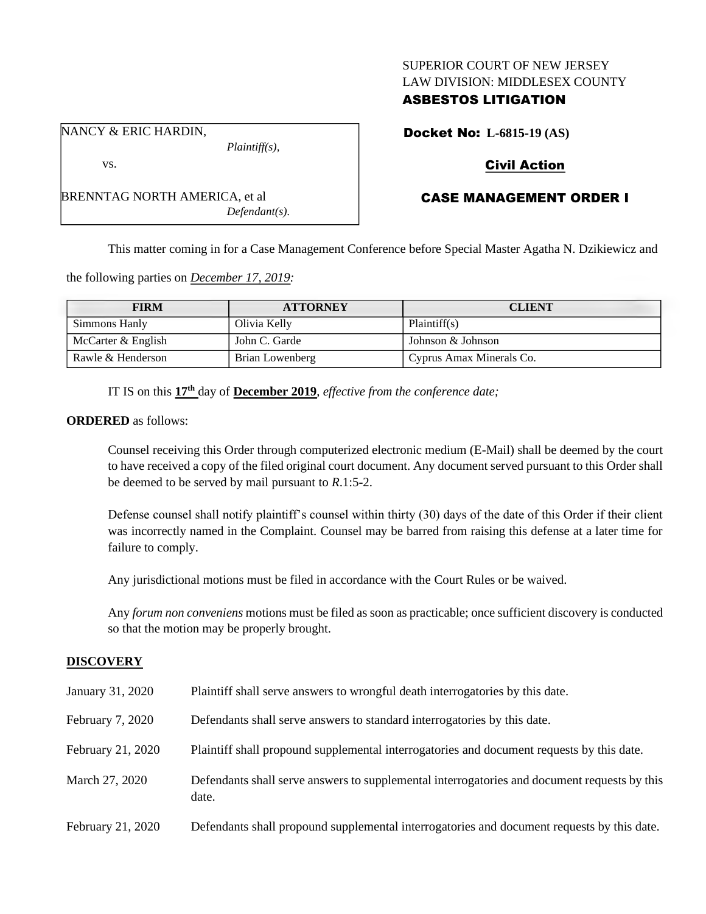SUPERIOR COURT OF NEW JERSEY
LAW DIVISION: MIDDLESEX COUNTY
**ASBESTOS LITIGATION**

NANCY & ERIC HARDIN,
*Plaintiff(s),*
vs.
BRENNTAG NORTH AMERICA, et al
*Defendant(s).*

**Docket No: L-6815-19 (AS)**

**Civil Action**

**CASE MANAGEMENT ORDER I**

This matter coming in for a Case Management Conference before Special Master Agatha N. Dzikiewicz and the following parties on *December 17, 2019:*

| FIRM | ATTORNEY | CLIENT |
|---|---|---|
| Simmons Hanly | Olivia Kelly | Plaintiff(s) |
| McCarter & English | John C. Garde | Johnson & Johnson |
| Rawle & Henderson | Brian Lowenberg | Cyprus Amax Minerals Co. |

IT IS on this **17th** day of **December 2019**, *effective from the conference date;*

**ORDERED** as follows:

Counsel receiving this Order through computerized electronic medium (E-Mail) shall be deemed by the court to have received a copy of the filed original court document. Any document served pursuant to this Order shall be deemed to be served by mail pursuant to *R*.1:5-2.

Defense counsel shall notify plaintiff's counsel within thirty (30) days of the date of this Order if their client was incorrectly named in the Complaint. Counsel may be barred from raising this defense at a later time for failure to comply.

Any jurisdictional motions must be filed in accordance with the Court Rules or be waived.

Any *forum non conveniens* motions must be filed as soon as practicable; once sufficient discovery is conducted so that the motion may be properly brought.

**DISCOVERY**

| | |
|---|---|
| January 31, 2020 | Plaintiff shall serve answers to wrongful death interrogatories by this date. |
| February 7, 2020 | Defendants shall serve answers to standard interrogatories by this date. |
| February 21, 2020 | Plaintiff shall propound supplemental interrogatories and document requests by this date. |
| March 27, 2020 | Defendants shall serve answers to supplemental interrogatories and document requests by this date. |
| February 21, 2020 | Defendants shall propound supplemental interrogatories and document requests by this date. |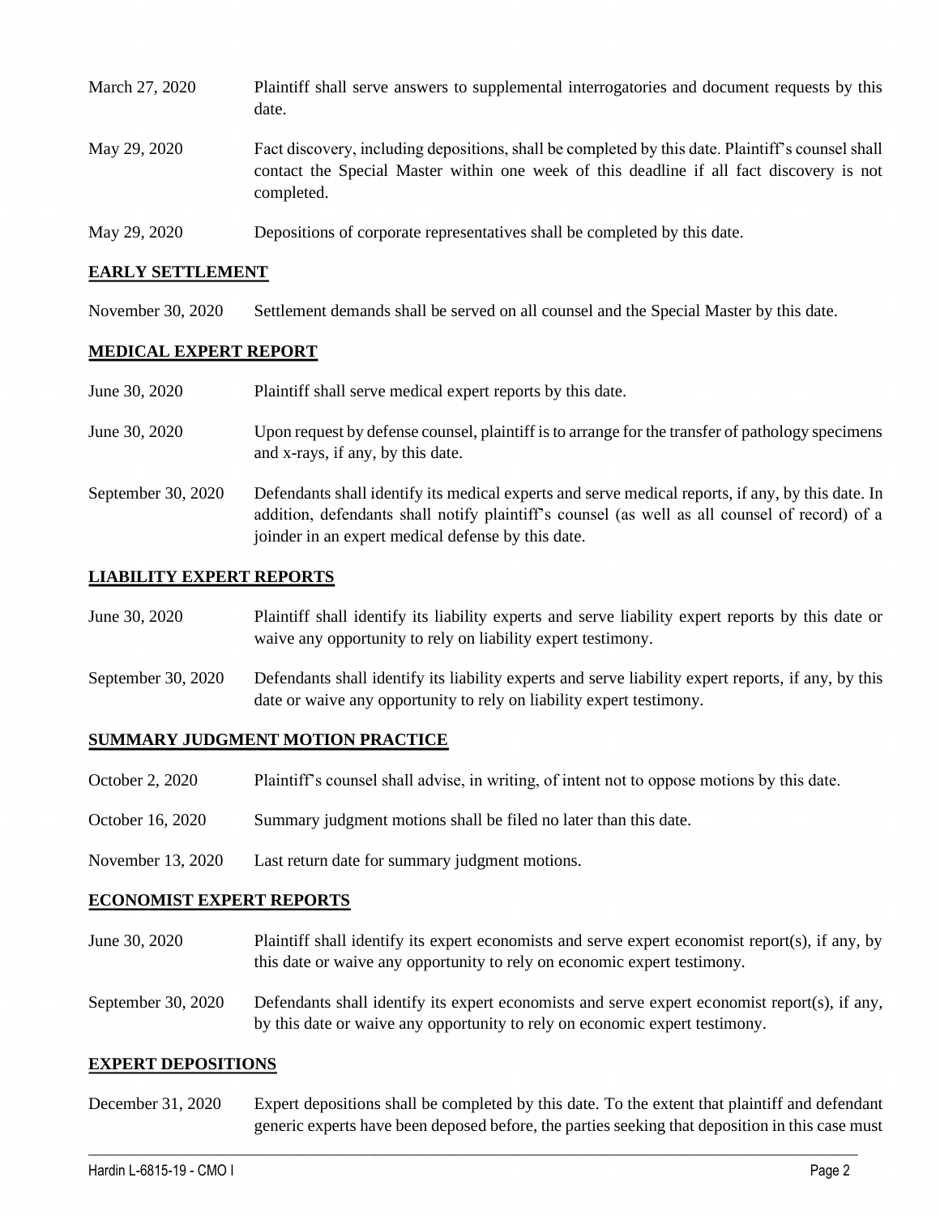| | |
|---|---|
| March 27, 2020 | Plaintiff shall serve answers to supplemental interrogatories and document requests by this date. |
| May 29, 2020 | Fact discovery, including depositions, shall be completed by this date. Plaintiff's counsel shall contact the Special Master within one week of this deadline if all fact discovery is not completed. |
| May 29, 2020 | Depositions of corporate representatives shall be completed by this date. |

## EARLY SETTLEMENT

| | |
|---|---|
| November 30, 2020 | Settlement demands shall be served on all counsel and the Special Master by this date. |

## MEDICAL EXPERT REPORT

| | |
|---|---|
| June 30, 2020 | Plaintiff shall serve medical expert reports by this date. |
| June 30, 2020 | Upon request by defense counsel, plaintiff is to arrange for the transfer of pathology specimens and x-rays, if any, by this date. |
| September 30, 2020 | Defendants shall identify its medical experts and serve medical reports, if any, by this date. In addition, defendants shall notify plaintiff's counsel (as well as all counsel of record) of a joinder in an expert medical defense by this date. |

## LIABILITY EXPERT REPORTS

| | |
|---|---|
| June 30, 2020 | Plaintiff shall identify its liability experts and serve liability expert reports by this date or waive any opportunity to rely on liability expert testimony. |
| September 30, 2020 | Defendants shall identify its liability experts and serve liability expert reports, if any, by this date or waive any opportunity to rely on liability expert testimony. |

## SUMMARY JUDGMENT MOTION PRACTICE

| | |
|---|---|
| October 2, 2020 | Plaintiff's counsel shall advise, in writing, of intent not to oppose motions by this date. |
| October 16, 2020 | Summary judgment motions shall be filed no later than this date. |
| November 13, 2020 | Last return date for summary judgment motions. |

## ECONOMIST EXPERT REPORTS

| | |
|---|---|
| June 30, 2020 | Plaintiff shall identify its expert economists and serve expert economist report(s), if any, by this date or waive any opportunity to rely on economic expert testimony. |
| September 30, 2020 | Defendants shall identify its expert economists and serve expert economist report(s), if any, by this date or waive any opportunity to rely on economic expert testimony. |

## EXPERT DEPOSITIONS

| | |
|---|---|
| December 31, 2020 | Expert depositions shall be completed by this date. To the extent that plaintiff and defendant generic experts have been deposed before, the parties seeking that deposition in this case must |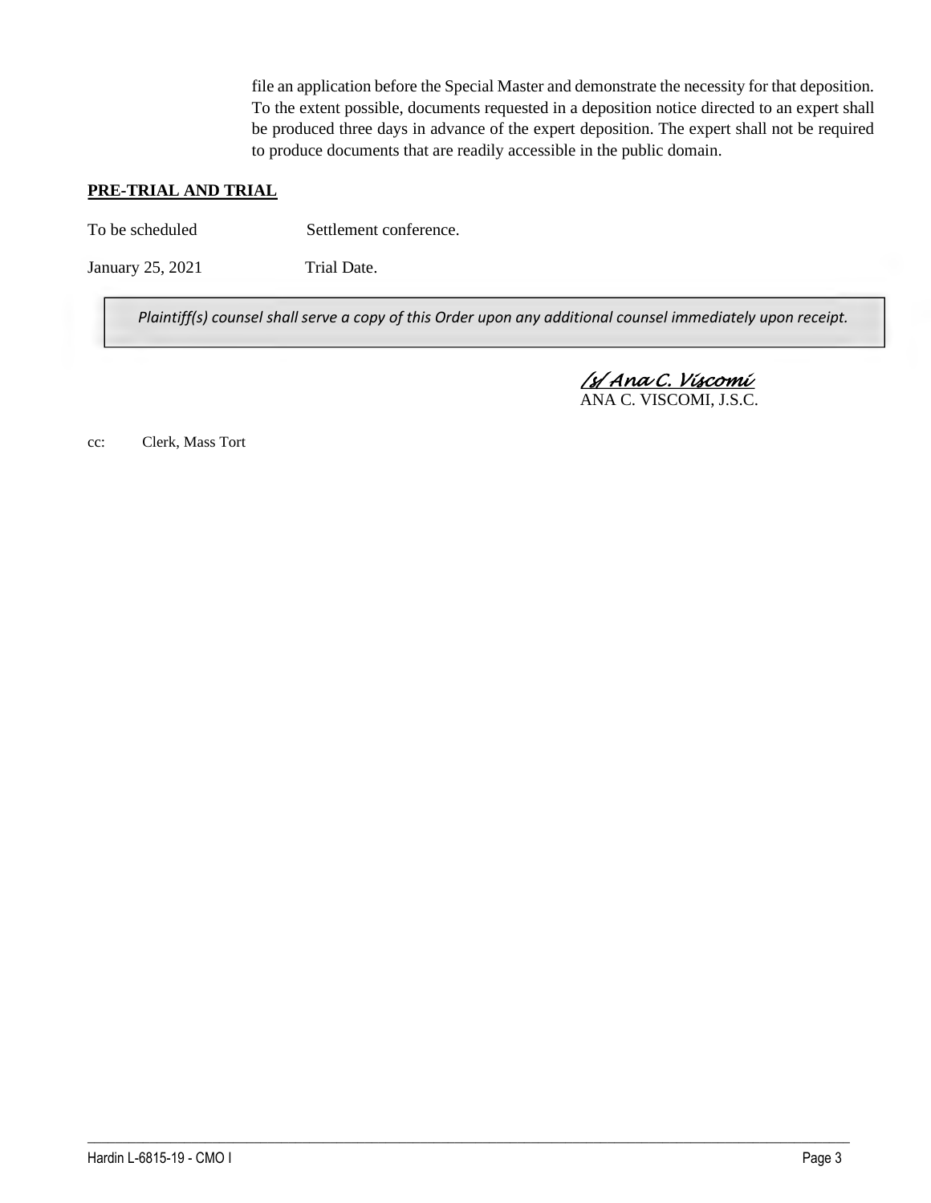file an application before the Special Master and demonstrate the necessity for that deposition. To the extent possible, documents requested in a deposition notice directed to an expert shall be produced three days in advance of the expert deposition. The expert shall not be required to produce documents that are readily accessible in the public domain.

**PRE-TRIAL AND TRIAL**

| | |
|---|---|
| To be scheduled | Settlement conference. |
| January 25, 2021 | Trial Date. |

*Plaintiff(s) counsel shall serve a copy of this Order upon any additional counsel immediately upon receipt.*

/s/ Ana C. Viscomi
ANA C. VISCOMI, J.S.C.

cc: Clerk, Mass Tort